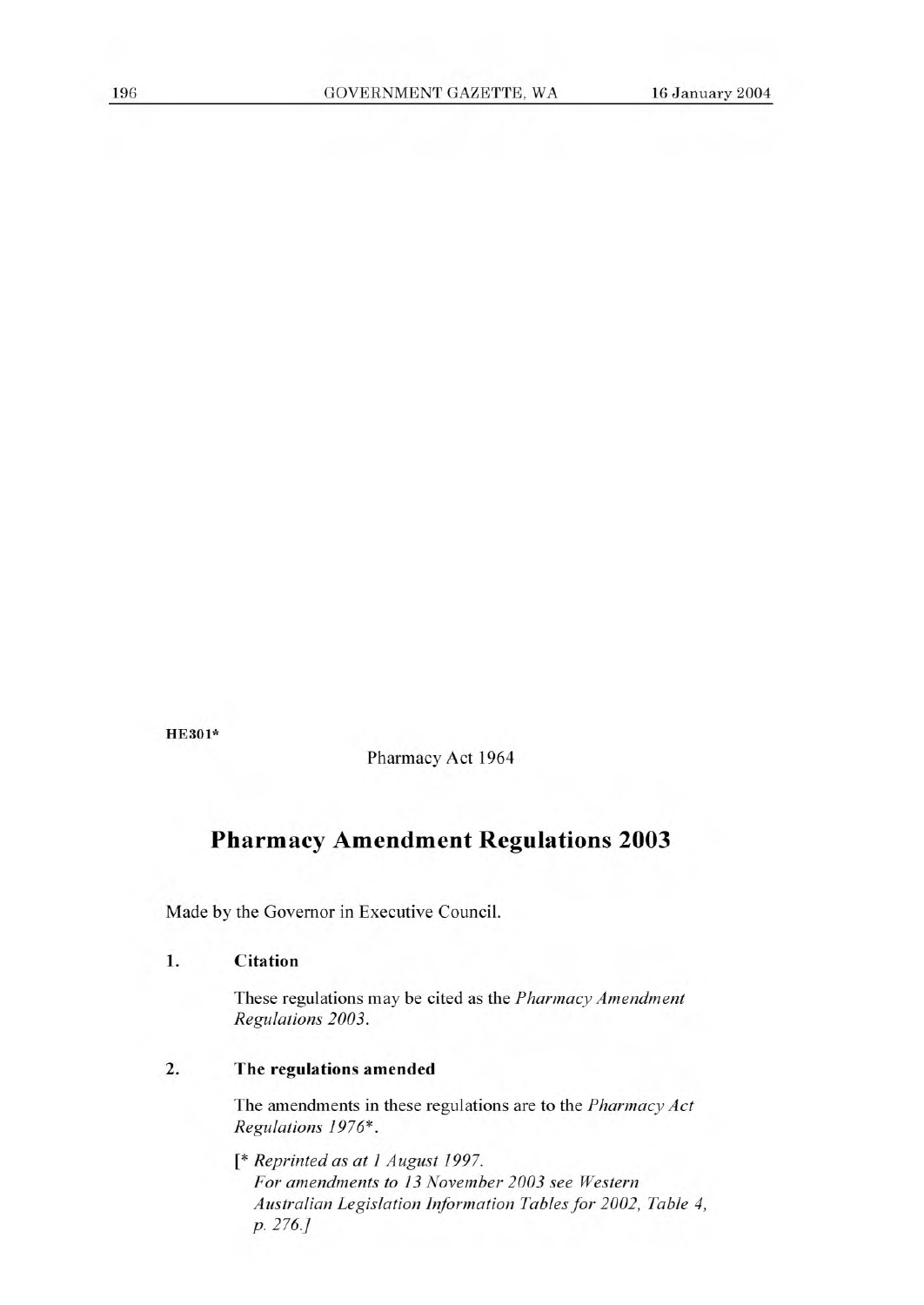HE301*

Pharmacy Act 1964

# Pharmacy Amendment Regulations 2003

Made by the Governor in Executive Council.

**1. Citation**

These regulations may be cited as the *Pharmacy Amendment Regulations 2003*.

**2. The regulations amended**

The amendments in these regulations are to the *Pharmacy Act Regulations 1976**.

[* *Reprinted as at 1 August 1997.*
*For amendments to 13 November 2003 see Western Australian Legislation Information Tables for 2002, Table 4, p. 276.*]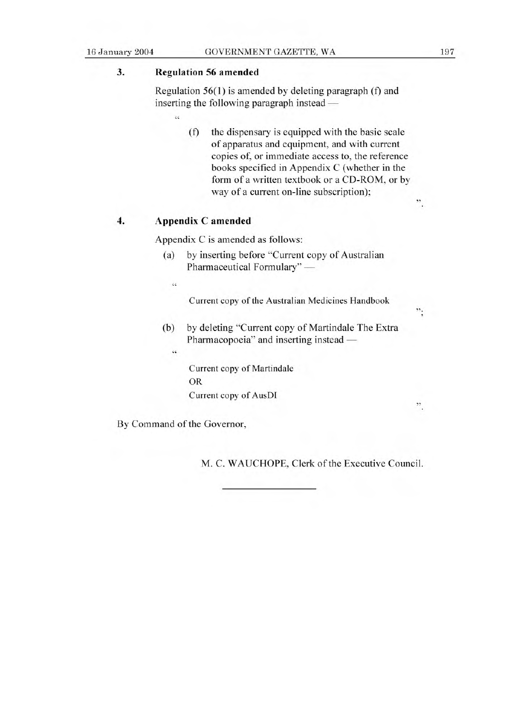### 3. Regulation 56 amended

Regulation 56(1) is amended by deleting paragraph (f) and inserting the following paragraph instead —

"

> (f) the dispensary is equipped with the basic scale of apparatus and equipment, and with current copies of, or immediate access to, the reference books specified in Appendix C (whether in the form of a written textbook or a CD-ROM, or by way of a current on-line subscription);

".

### 4. Appendix C amended

Appendix C is amended as follows:

(a) by inserting before "Current copy of Australian Pharmaceutical Formulary" —

"

> Current copy of the Australian Medicines Handbook

";

(b) by deleting "Current copy of Martindale The Extra Pharmacopoeia" and inserting instead —

"

> Current copy of Martindale
> OR
> Current copy of AusDI

".

By Command of the Governor,

M. C. WAUCHOPE, Clerk of the Executive Council.